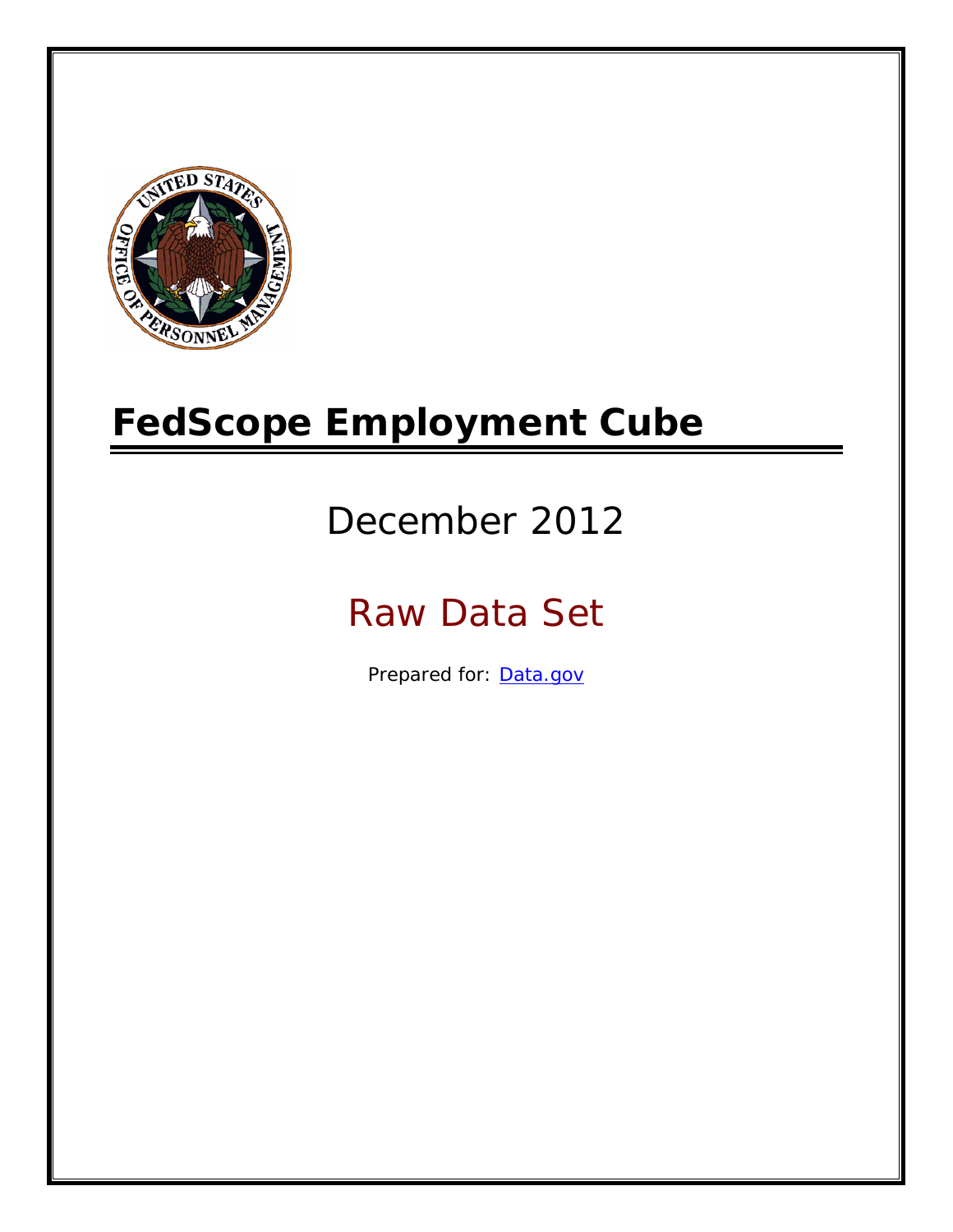# FedScope Employment Cube

December 2012

Raw Data Set

Prepared for: [Data.gov](http://www.data.gov)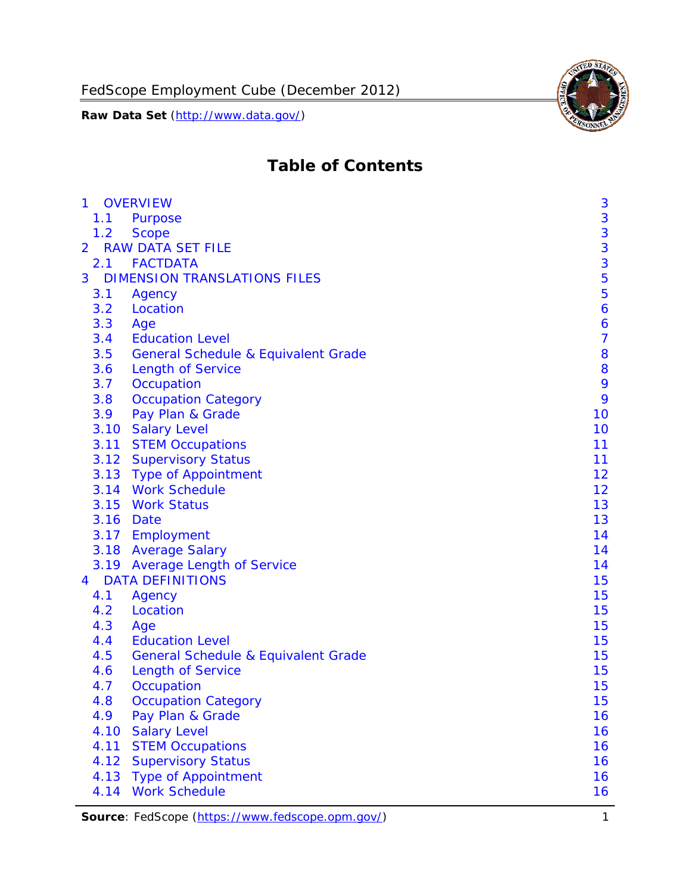# Table of Contents

| | | |
|---|---|---|
| 1 | OVERVIEW | 3 |
| 1.1 | Purpose | 3 |
| 1.2 | Scope | 3 |
| 2 | RAW DATA SET FILE | 3 |
| 2.1 | FACTDATA | 3 |
| 3 | DIMENSION TRANSLATIONS FILES | 5 |
| 3.1 | Agency | 5 |
| 3.2 | Location | 6 |
| 3.3 | Age | 6 |
| 3.4 | Education Level | 7 |
| 3.5 | General Schedule & Equivalent Grade | 8 |
| 3.6 | Length of Service | 8 |
| 3.7 | Occupation | 9 |
| 3.8 | Occupation Category | 9 |
| 3.9 | Pay Plan & Grade | 10 |
| 3.10 | Salary Level | 10 |
| 3.11 | STEM Occupations | 11 |
| 3.12 | Supervisory Status | 11 |
| 3.13 | Type of Appointment | 12 |
| 3.14 | Work Schedule | 12 |
| 3.15 | Work Status | 13 |
| 3.16 | Date | 13 |
| 3.17 | Employment | 14 |
| 3.18 | Average Salary | 14 |
| 3.19 | Average Length of Service | 14 |
| 4 | DATA DEFINITIONS | 15 |
| 4.1 | Agency | 15 |
| 4.2 | Location | 15 |
| 4.3 | Age | 15 |
| 4.4 | Education Level | 15 |
| 4.5 | General Schedule & Equivalent Grade | 15 |
| 4.6 | Length of Service | 15 |
| 4.7 | Occupation | 15 |
| 4.8 | Occupation Category | 15 |
| 4.9 | Pay Plan & Grade | 16 |
| 4.10 | Salary Level | 16 |
| 4.11 | STEM Occupations | 16 |
| 4.12 | Supervisory Status | 16 |
| 4.13 | Type of Appointment | 16 |
| 4.14 | Work Schedule | 16 |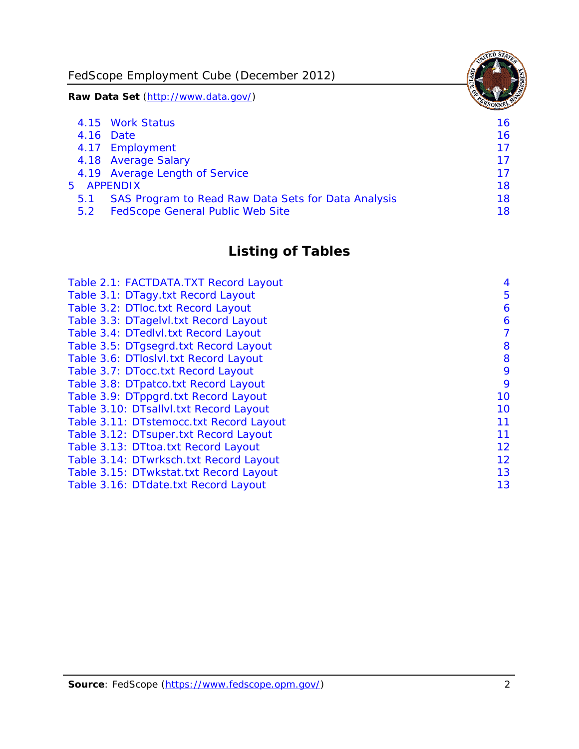4.15 Work Status 16
4.16 Date 16
4.17 Employment 17
4.18 Average Salary 17
4.19 Average Length of Service 17
5 APPENDIX 18
5.1 SAS Program to Read Raw Data Sets for Data Analysis 18
5.2 FedScope General Public Web Site 18

## Listing of Tables

Table 2.1: FACTDATA.TXT Record Layout 4
Table 3.1: DTagy.txt Record Layout 5
Table 3.2: DTloc.txt Record Layout 6
Table 3.3: DTagelvl.txt Record Layout 6
Table 3.4: DTedlvl.txt Record Layout 7
Table 3.5: DTgsegrd.txt Record Layout 8
Table 3.6: DTloslvl.txt Record Layout 8
Table 3.7: DTocc.txt Record Layout 9
Table 3.8: DTpatco.txt Record Layout 9
Table 3.9: DTppgrd.txt Record Layout 10
Table 3.10: DTsallvl.txt Record Layout 10
Table 3.11: DTstemocc.txt Record Layout 11
Table 3.12: DTsuper.txt Record Layout 11
Table 3.13: DTtoa.txt Record Layout 12
Table 3.14: DTwrksch.txt Record Layout 12
Table 3.15: DTwkstat.txt Record Layout 13
Table 3.16: DTdate.txt Record Layout 13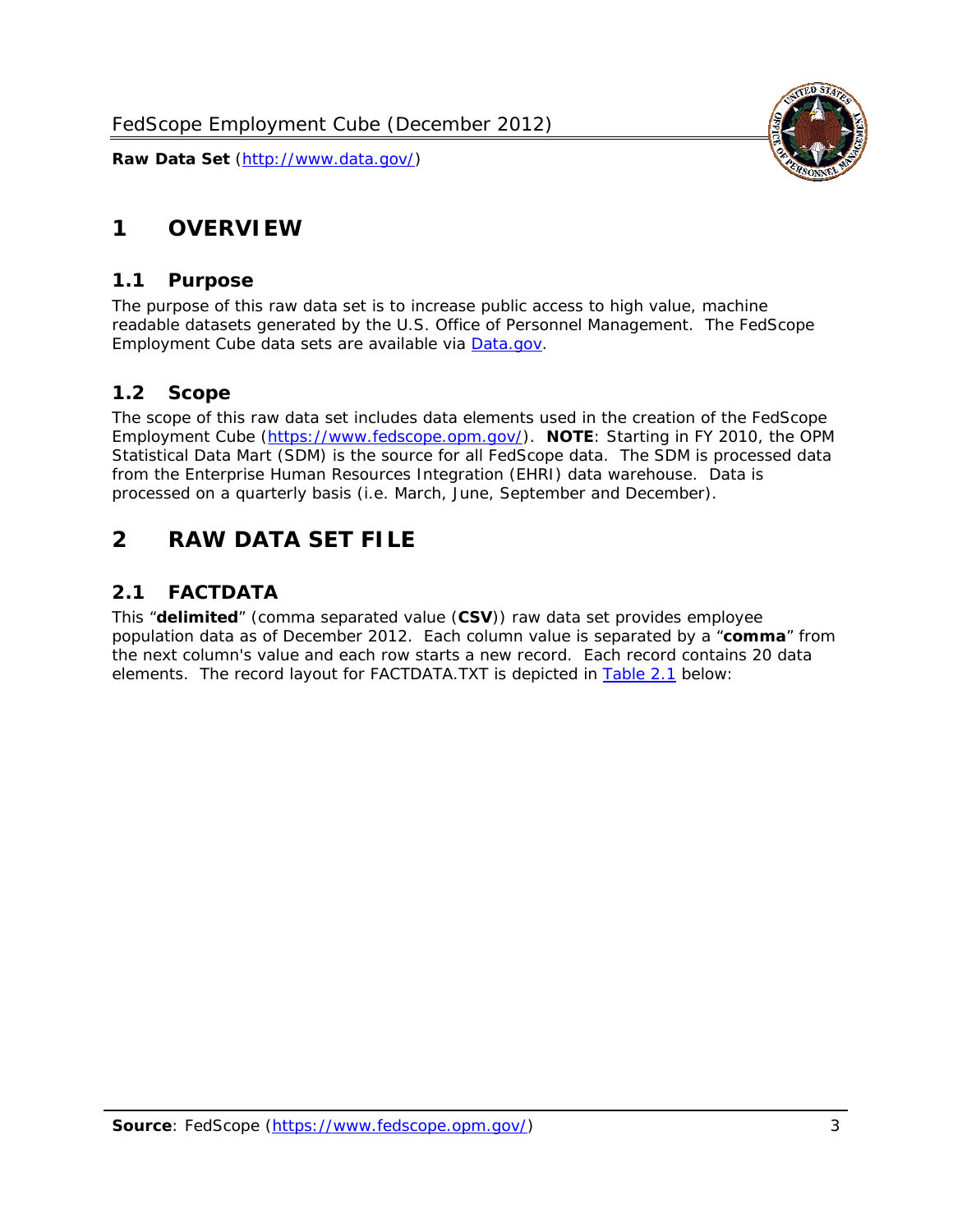# 1 OVERVIEW

## 1.1 Purpose

The purpose of this raw data set is to increase public access to high value, machine readable datasets generated by the U.S. Office of Personnel Management. The FedScope Employment Cube data sets are available via [Data.gov](http://www.data.gov/).

## 1.2 Scope

The scope of this raw data set includes data elements used in the creation of the FedScope Employment Cube ([https://www.fedscope.opm.gov/](https://www.fedscope.opm.gov/)). **NOTE**: Starting in FY 2010, the OPM Statistical Data Mart (SDM) is the source for all FedScope data. The SDM is processed data from the Enterprise Human Resources Integration (EHRI) data warehouse. Data is processed on a quarterly basis (i.e. March, June, September and December).

# 2 RAW DATA SET FILE

## 2.1 FACTDATA

This "**delimited**" (comma separated value (**CSV**)) raw data set provides employee population data as of December 2012. Each column value is separated by a "**comma**" from the next column's value and each row starts a new record. Each record contains 20 data elements. The record layout for FACTDATA.TXT is depicted in Table 2.1 below: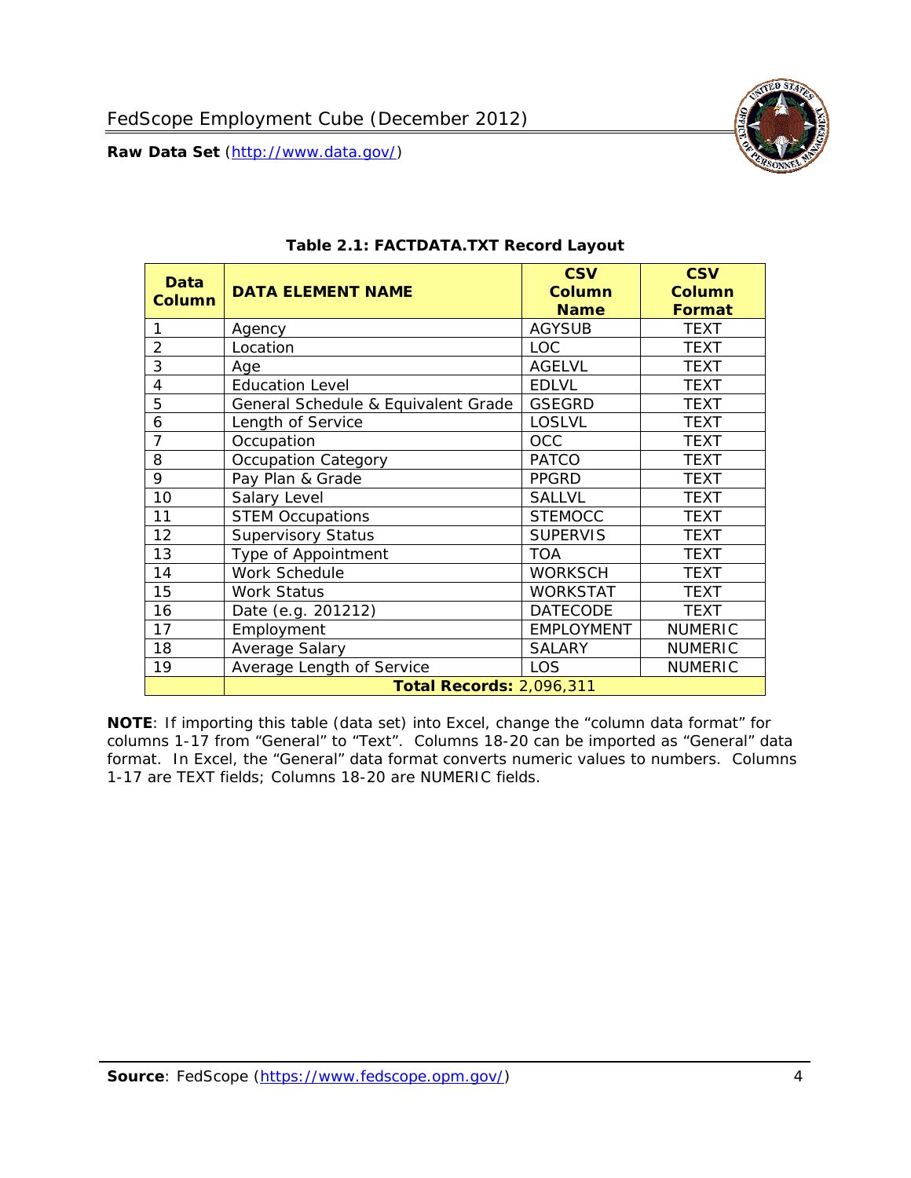FedScope Employment Cube (December 2012)

**Raw Data Set** (http://www.data.gov/)

**Table 2.1: FACTDATA.TXT Record Layout**

| Data Column | DATA ELEMENT NAME | CSV Column Name | CSV Column Format |
|---|---|---|---|
| 1 | Agency | AGYSUB | TEXT |
| 2 | Location | LOC | TEXT |
| 3 | Age | AGELVL | TEXT |
| 4 | Education Level | EDLVL | TEXT |
| 5 | General Schedule & Equivalent Grade | GSEGRD | TEXT |
| 6 | Length of Service | LOSLVL | TEXT |
| 7 | Occupation | OCC | TEXT |
| 8 | Occupation Category | PATCO | TEXT |
| 9 | Pay Plan & Grade | PPGRD | TEXT |
| 10 | Salary Level | SALLVL | TEXT |
| 11 | STEM Occupations | STEMOCC | TEXT |
| 12 | Supervisory Status | SUPERVIS | TEXT |
| 13 | Type of Appointment | TOA | TEXT |
| 14 | Work Schedule | WORKSCH | TEXT |
| 15 | Work Status | WORKSTAT | TEXT |
| 16 | Date (e.g. 201212) | DATECODE | TEXT |
| 17 | Employment | EMPLOYMENT | NUMERIC |
| 18 | Average Salary | SALARY | NUMERIC |
| 19 | Average Length of Service | LOS | NUMERIC |
| | **Total Records:** 2,096,311 | | |

**NOTE**: If importing this table (data set) into Excel, change the "column data format" for columns 1-17 from "General" to "Text". Columns 18-20 can be imported as "General" data format. In Excel, the "General" data format converts numeric values to numbers. Columns 1-17 are TEXT fields; Columns 18-20 are NUMERIC fields.

**Source**: FedScope (https://www.fedscope.opm.gov/)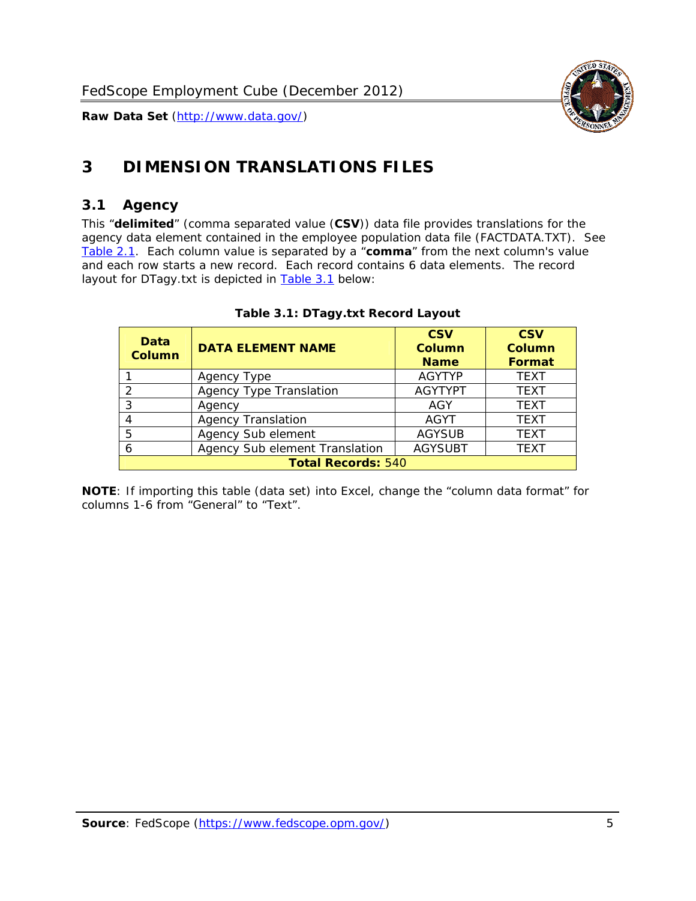# 3 DIMENSION TRANSLATIONS FILES

## 3.1 Agency

This "**delimited**" (comma separated value (**CSV**)) data file provides translations for the agency data element contained in the employee population data file (FACTDATA.TXT). See Table 2.1. Each column value is separated by a "**comma**" from the next column's value and each row starts a new record. Each record contains 6 data elements. The record layout for DTagy.txt is depicted in Table 3.1 below:

**Table 3.1: DTagy.txt Record Layout**

| Data Column | DATA ELEMENT NAME | CSV Column Name | CSV Column Format |
|---|---|---|---|
| 1 | Agency Type | AGYTYP | TEXT |
| 2 | Agency Type Translation | AGYTYPT | TEXT |
| 3 | Agency | AGY | TEXT |
| 4 | Agency Translation | AGYT | TEXT |
| 5 | Agency Sub element | AGYSUB | TEXT |
| 6 | Agency Sub element Translation | AGYSUBT | TEXT |
| **Total Records:** 540 | | | |

**NOTE**: If importing this table (data set) into Excel, change the "column data format" for columns 1-6 from "General" to "Text".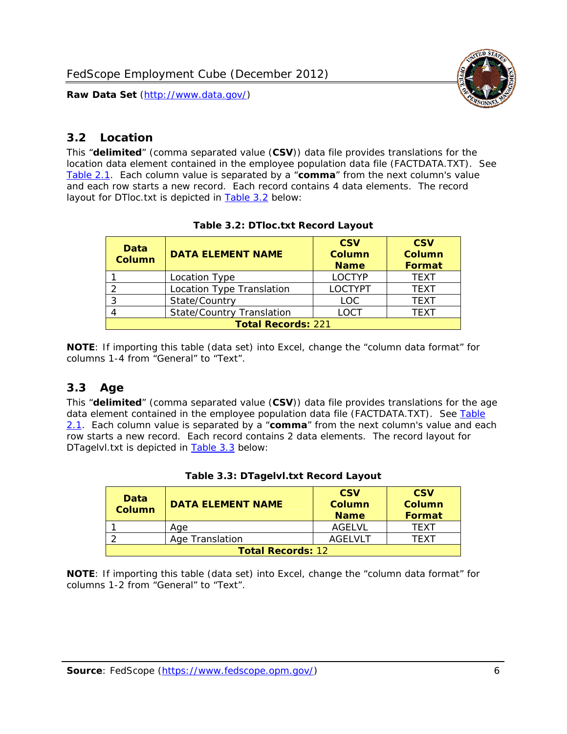## 3.2 Location

This "**delimited**" (comma separated value (**CSV**)) data file provides translations for the location data element contained in the employee population data file (FACTDATA.TXT). See Table 2.1. Each column value is separated by a "**comma**" from the next column's value and each row starts a new record. Each record contains 4 data elements. The record layout for DTloc.txt is depicted in Table 3.2 below:

**Table 3.2: DTloc.txt Record Layout**

| Data Column | DATA ELEMENT NAME | CSV Column Name | CSV Column Format |
|---|---|---|---|
| 1 | Location Type | LOCTYP | TEXT |
| 2 | Location Type Translation | LOCTYPT | TEXT |
| 3 | State/Country | LOC | TEXT |
| 4 | State/Country Translation | LOCT | TEXT |
| **Total Records:** 221 | | | |

**NOTE**: If importing this table (data set) into Excel, change the "column data format" for columns 1-4 from "General" to "Text".

## 3.3 Age

This "**delimited**" (comma separated value (**CSV**)) data file provides translations for the age data element contained in the employee population data file (FACTDATA.TXT). See Table 2.1. Each column value is separated by a "**comma**" from the next column's value and each row starts a new record. Each record contains 2 data elements. The record layout for DTagelvl.txt is depicted in Table 3.3 below:

**Table 3.3: DTagelvl.txt Record Layout**

| Data Column | DATA ELEMENT NAME | CSV Column Name | CSV Column Format |
|---|---|---|---|
| 1 | Age | AGELVL | TEXT |
| 2 | Age Translation | AGELVLT | TEXT |
| **Total Records:** 12 | | | |

**NOTE**: If importing this table (data set) into Excel, change the "column data format" for columns 1-2 from "General" to "Text".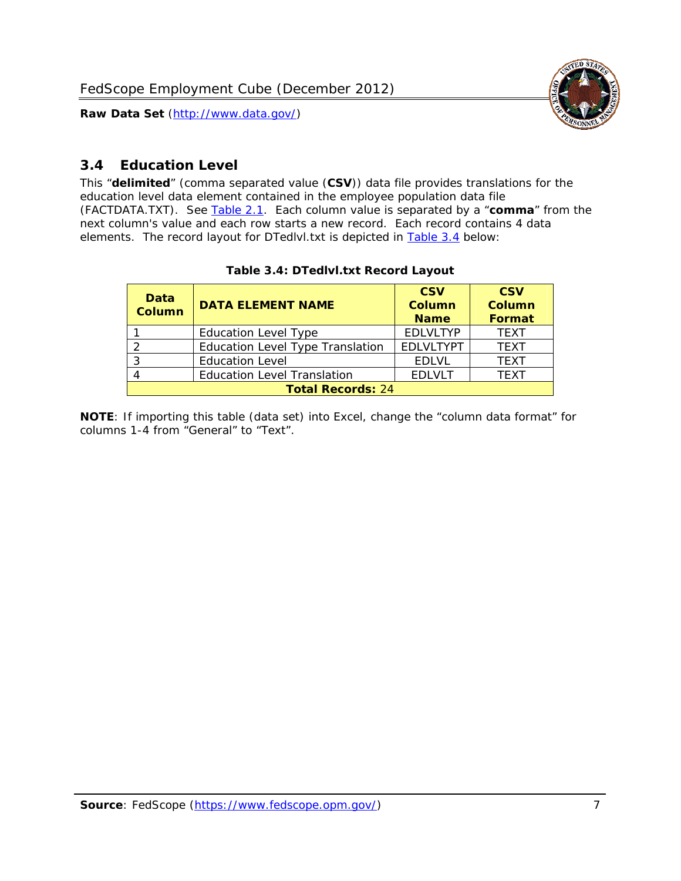## 3.4 Education Level

This "**delimited**" (comma separated value (**CSV**)) data file provides translations for the education level data element contained in the employee population data file (FACTDATA.TXT). See Table 2.1. Each column value is separated by a "**comma**" from the next column's value and each row starts a new record. Each record contains 4 data elements. The record layout for DTedlvl.txt is depicted in Table 3.4 below:

**Table 3.4: DTedlvl.txt Record Layout**

| Data Column | DATA ELEMENT NAME | CSV Column Name | CSV Column Format |
|---|---|---|---|
| 1 | Education Level Type | EDLVLTYP | TEXT |
| 2 | Education Level Type Translation | EDLVLTYPT | TEXT |
| 3 | Education Level | EDLVL | TEXT |
| 4 | Education Level Translation | EDLVLT | TEXT |
| **Total Records:** 24 | | | |

**NOTE**: If importing this table (data set) into Excel, change the "column data format" for columns 1-4 from "General" to "Text".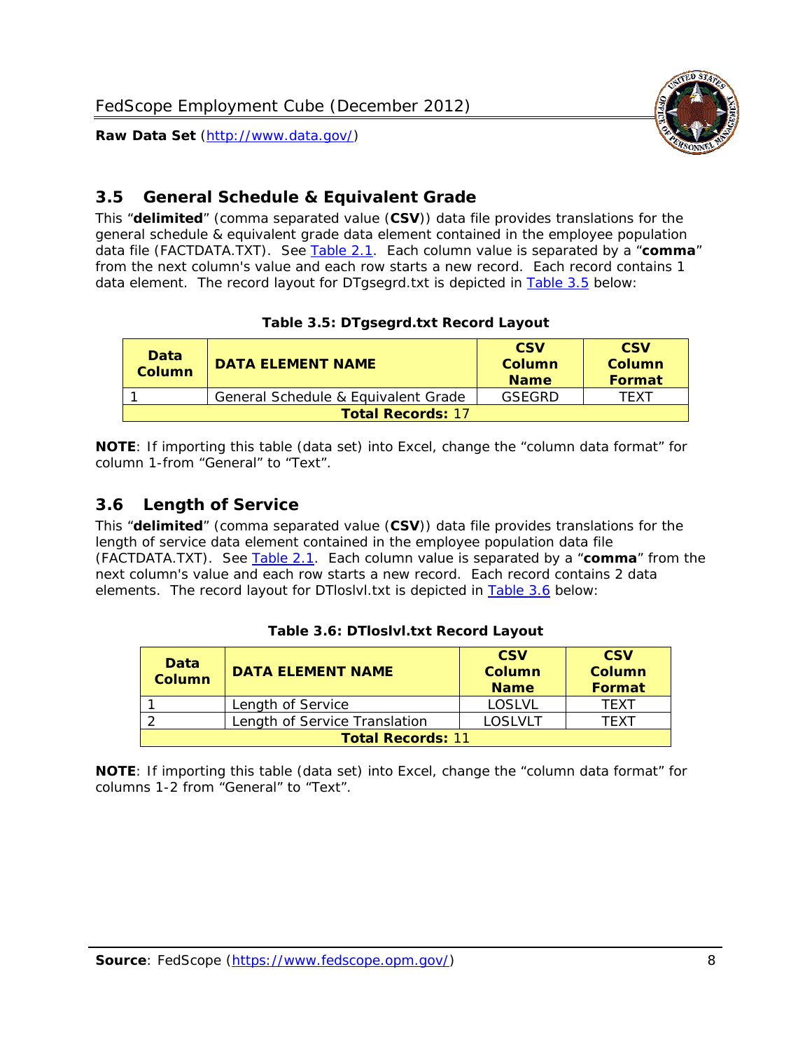## 3.5 General Schedule & Equivalent Grade

This "**delimited**" (comma separated value (**CSV**)) data file provides translations for the general schedule & equivalent grade data element contained in the employee population data file (FACTDATA.TXT). See Table 2.1. Each column value is separated by a "**comma**" from the next column's value and each row starts a new record. Each record contains 1 data element. The record layout for DTgsegrd.txt is depicted in Table 3.5 below:

**Table 3.5: DTgsegrd.txt Record Layout**

| Data Column | DATA ELEMENT NAME | CSV Column Name | CSV Column Format |
|---|---|---|---|
| 1 | General Schedule & Equivalent Grade | GSEGRD | TEXT |
| **Total Records:** 17 | | | |

**NOTE**: If importing this table (data set) into Excel, change the "column data format" for column 1-from "General" to "Text".

## 3.6 Length of Service

This "**delimited**" (comma separated value (**CSV**)) data file provides translations for the length of service data element contained in the employee population data file (FACTDATA.TXT). See Table 2.1. Each column value is separated by a "**comma**" from the next column's value and each row starts a new record. Each record contains 2 data elements. The record layout for DTloslvl.txt is depicted in Table 3.6 below:

**Table 3.6: DTloslvl.txt Record Layout**

| Data Column | DATA ELEMENT NAME | CSV Column Name | CSV Column Format |
|---|---|---|---|
| 1 | Length of Service | LOSLVL | TEXT |
| 2 | Length of Service Translation | LOSLVLT | TEXT |
| **Total Records:** 11 | | | |

**NOTE**: If importing this table (data set) into Excel, change the "column data format" for columns 1-2 from "General" to "Text".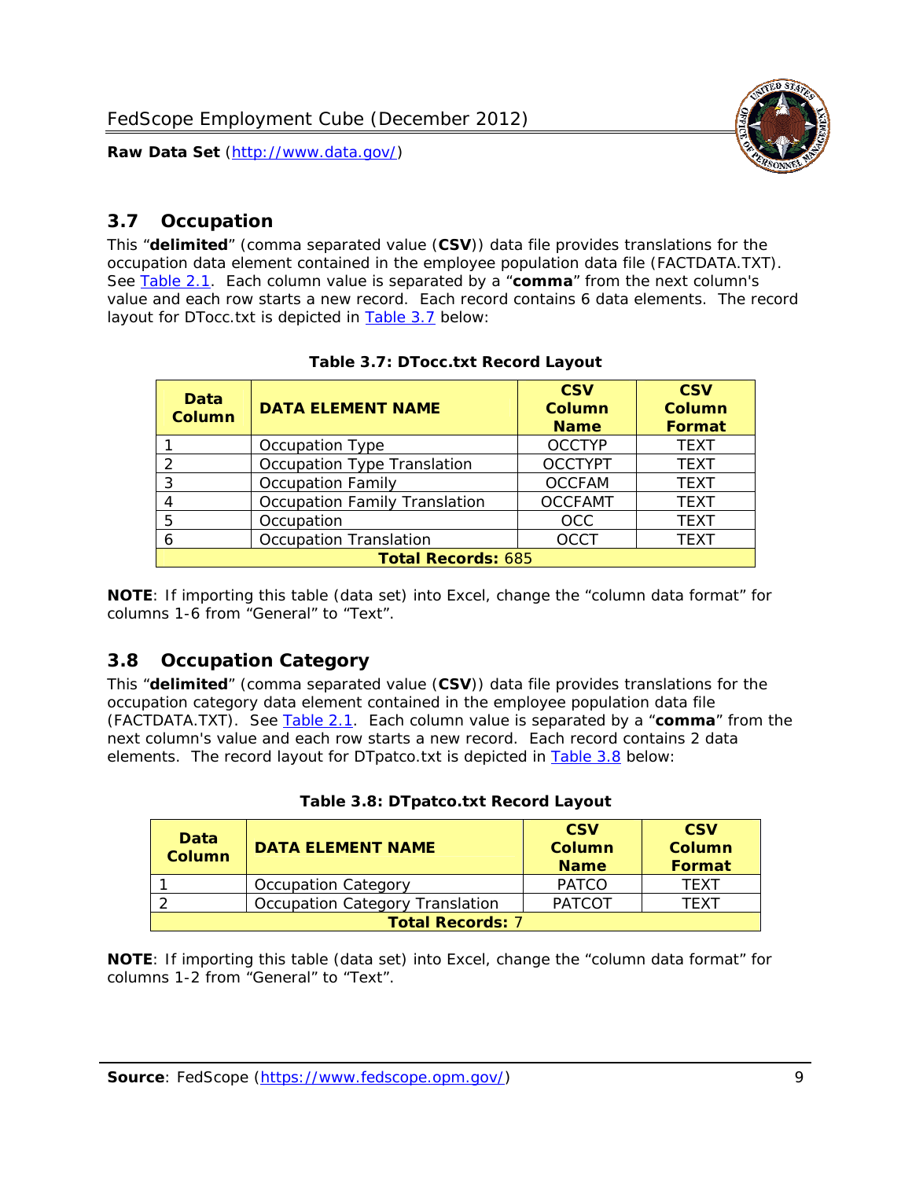## 3.7 Occupation

This "**delimited**" (comma separated value (**CSV**)) data file provides translations for the occupation data element contained in the employee population data file (FACTDATA.TXT). See Table 2.1. Each column value is separated by a "**comma**" from the next column's value and each row starts a new record. Each record contains 6 data elements. The record layout for DTocc.txt is depicted in Table 3.7 below:

**Table 3.7: DTocc.txt Record Layout**

| Data Column | DATA ELEMENT NAME | CSV Column Name | CSV Column Format |
|---|---|---|---|
| 1 | Occupation Type | OCCTYP | TEXT |
| 2 | Occupation Type Translation | OCCTYPT | TEXT |
| 3 | Occupation Family | OCCFAM | TEXT |
| 4 | Occupation Family Translation | OCCFAMT | TEXT |
| 5 | Occupation | OCC | TEXT |
| 6 | Occupation Translation | OCCT | TEXT |
| **Total Records:** 685 | | | |

**NOTE**: If importing this table (data set) into Excel, change the "column data format" for columns 1-6 from "General" to "Text".

## 3.8 Occupation Category

This "**delimited**" (comma separated value (**CSV**)) data file provides translations for the occupation category data element contained in the employee population data file (FACTDATA.TXT). See Table 2.1. Each column value is separated by a "**comma**" from the next column's value and each row starts a new record. Each record contains 2 data elements. The record layout for DTpatco.txt is depicted in Table 3.8 below:

**Table 3.8: DTpatco.txt Record Layout**

| Data Column | DATA ELEMENT NAME | CSV Column Name | CSV Column Format |
|---|---|---|---|
| 1 | Occupation Category | PATCO | TEXT |
| 2 | Occupation Category Translation | PATCOT | TEXT |
| **Total Records:** 7 | | | |

**NOTE**: If importing this table (data set) into Excel, change the "column data format" for columns 1-2 from "General" to "Text".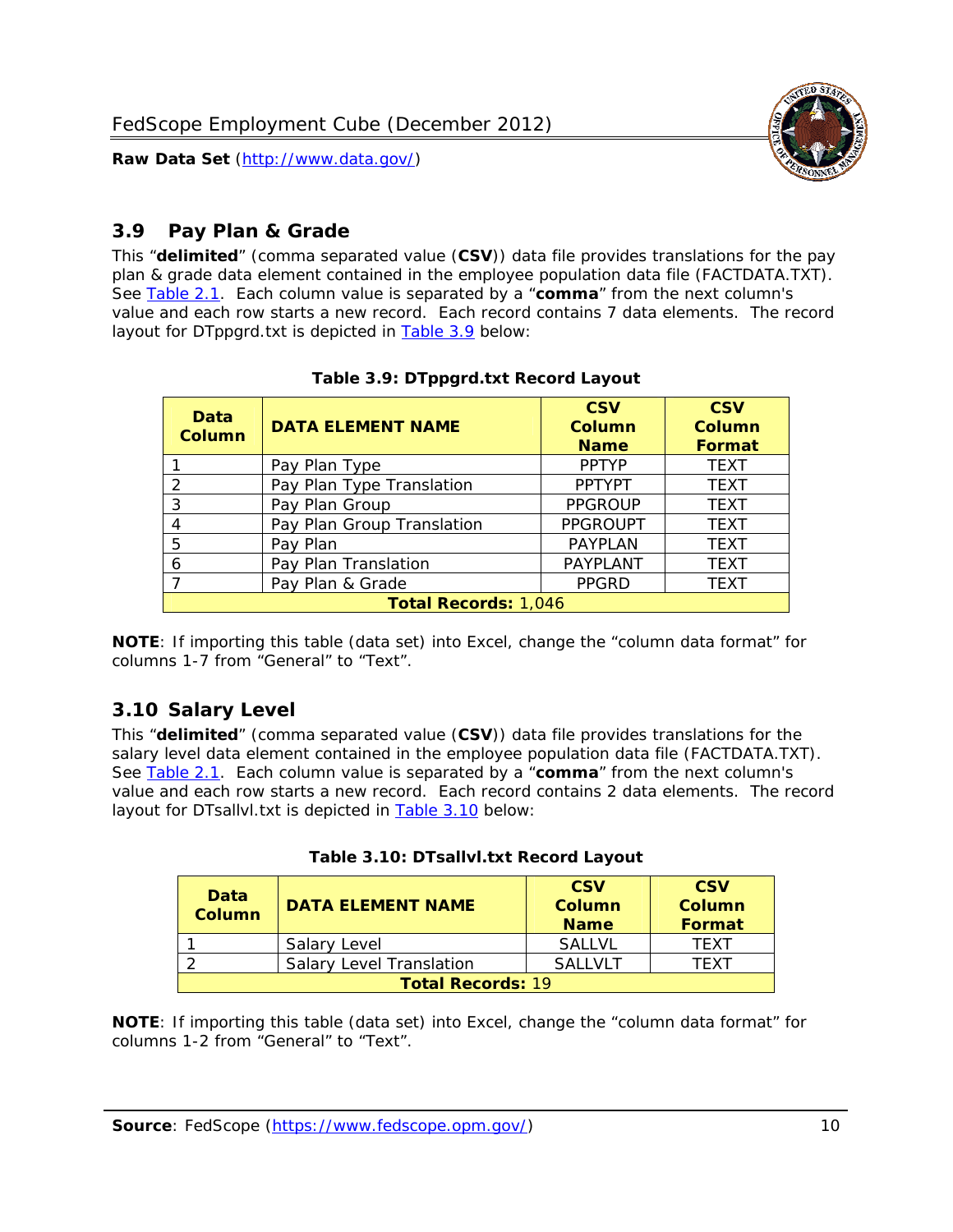## 3.9 Pay Plan & Grade

This "**delimited**" (comma separated value (**CSV**)) data file provides translations for the pay plan & grade data element contained in the employee population data file (FACTDATA.TXT). See Table 2.1. Each column value is separated by a "**comma**" from the next column's value and each row starts a new record. Each record contains 7 data elements. The record layout for DTppgrd.txt is depicted in Table 3.9 below:

**Table 3.9: DTppgrd.txt Record Layout**

| Data Column | DATA ELEMENT NAME | CSV Column Name | CSV Column Format |
|---|---|---|---|
| 1 | Pay Plan Type | PPTYP | TEXT |
| 2 | Pay Plan Type Translation | PPTYPT | TEXT |
| 3 | Pay Plan Group | PPGROUP | TEXT |
| 4 | Pay Plan Group Translation | PPGROUPT | TEXT |
| 5 | Pay Plan | PAYPLAN | TEXT |
| 6 | Pay Plan Translation | PAYPLANT | TEXT |
| 7 | Pay Plan & Grade | PPGRD | TEXT |
| **Total Records:** 1,046 | | | |

**NOTE**: If importing this table (data set) into Excel, change the "column data format" for columns 1-7 from "General" to "Text".

## 3.10 Salary Level

This "**delimited**" (comma separated value (**CSV**)) data file provides translations for the salary level data element contained in the employee population data file (FACTDATA.TXT). See Table 2.1. Each column value is separated by a "**comma**" from the next column's value and each row starts a new record. Each record contains 2 data elements. The record layout for DTsallvl.txt is depicted in Table 3.10 below:

**Table 3.10: DTsallvl.txt Record Layout**

| Data Column | DATA ELEMENT NAME | CSV Column Name | CSV Column Format |
|---|---|---|---|
| 1 | Salary Level | SALLVL | TEXT |
| 2 | Salary Level Translation | SALLVLT | TEXT |
| **Total Records:** 19 | | | |

**NOTE**: If importing this table (data set) into Excel, change the "column data format" for columns 1-2 from "General" to "Text".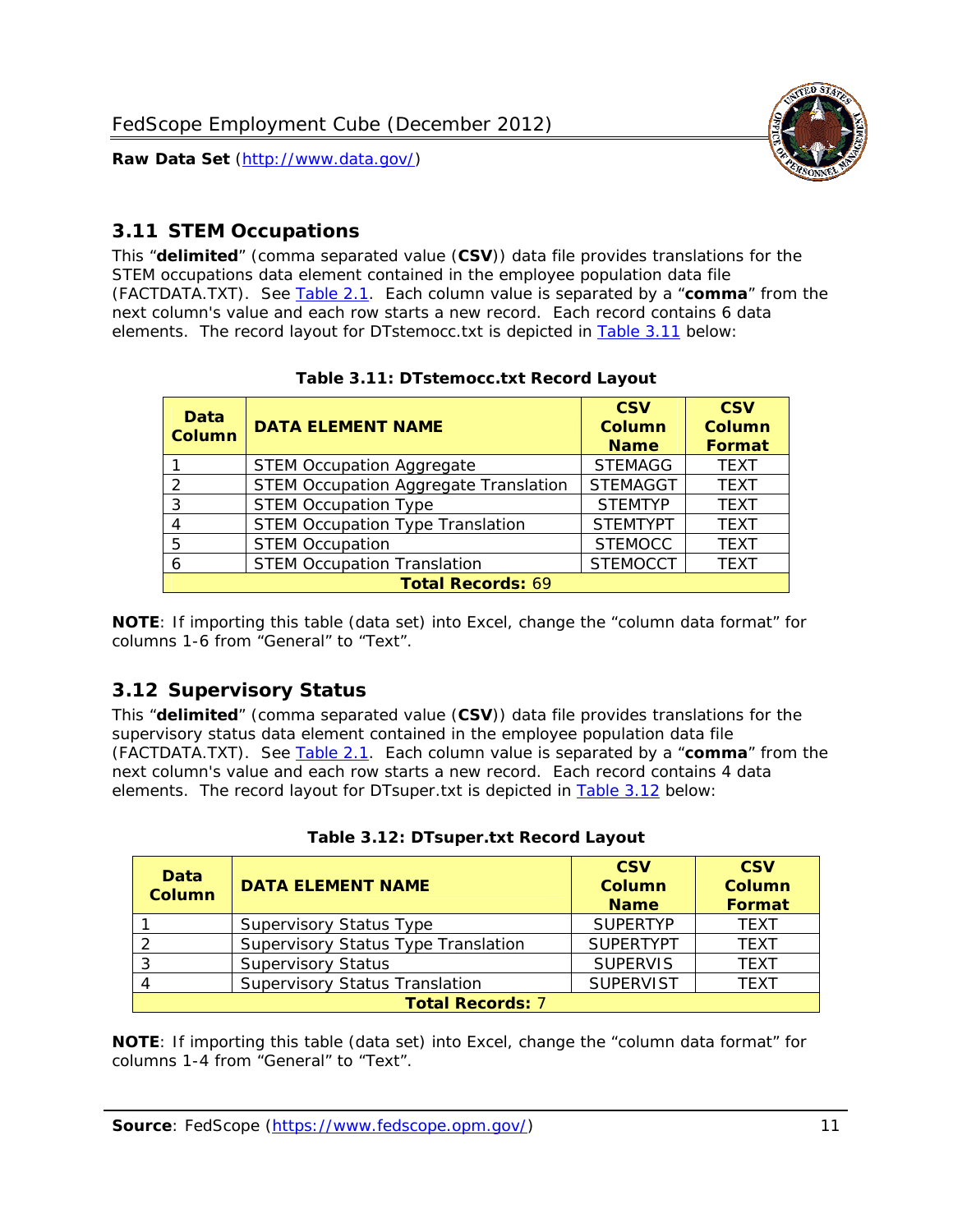## 3.11 STEM Occupations

This "**delimited**" (comma separated value (**CSV**)) data file provides translations for the STEM occupations data element contained in the employee population data file (FACTDATA.TXT). See Table 2.1. Each column value is separated by a "**comma**" from the next column's value and each row starts a new record. Each record contains 6 data elements. The record layout for DTstemocc.txt is depicted in Table 3.11 below:

**Table 3.11: DTstemocc.txt Record Layout**

| Data Column | DATA ELEMENT NAME | CSV Column Name | CSV Column Format |
|---|---|---|---|
| 1 | STEM Occupation Aggregate | STEMAGG | TEXT |
| 2 | STEM Occupation Aggregate Translation | STEMAGGT | TEXT |
| 3 | STEM Occupation Type | STEMTYP | TEXT |
| 4 | STEM Occupation Type Translation | STEMTYPT | TEXT |
| 5 | STEM Occupation | STEMOCC | TEXT |
| 6 | STEM Occupation Translation | STEMOCCT | TEXT |
| **Total Records: 69** | | | |

**NOTE**: If importing this table (data set) into Excel, change the "column data format" for columns 1-6 from "General" to "Text".

## 3.12 Supervisory Status

This "**delimited**" (comma separated value (**CSV**)) data file provides translations for the supervisory status data element contained in the employee population data file (FACTDATA.TXT). See Table 2.1. Each column value is separated by a "**comma**" from the next column's value and each row starts a new record. Each record contains 4 data elements. The record layout for DTsuper.txt is depicted in Table 3.12 below:

**Table 3.12: DTsuper.txt Record Layout**

| Data Column | DATA ELEMENT NAME | CSV Column Name | CSV Column Format |
|---|---|---|---|
| 1 | Supervisory Status Type | SUPERTYP | TEXT |
| 2 | Supervisory Status Type Translation | SUPERTYPT | TEXT |
| 3 | Supervisory Status | SUPERVIS | TEXT |
| 4 | Supervisory Status Translation | SUPERVIST | TEXT |
| **Total Records: 7** | | | |

**NOTE**: If importing this table (data set) into Excel, change the "column data format" for columns 1-4 from "General" to "Text".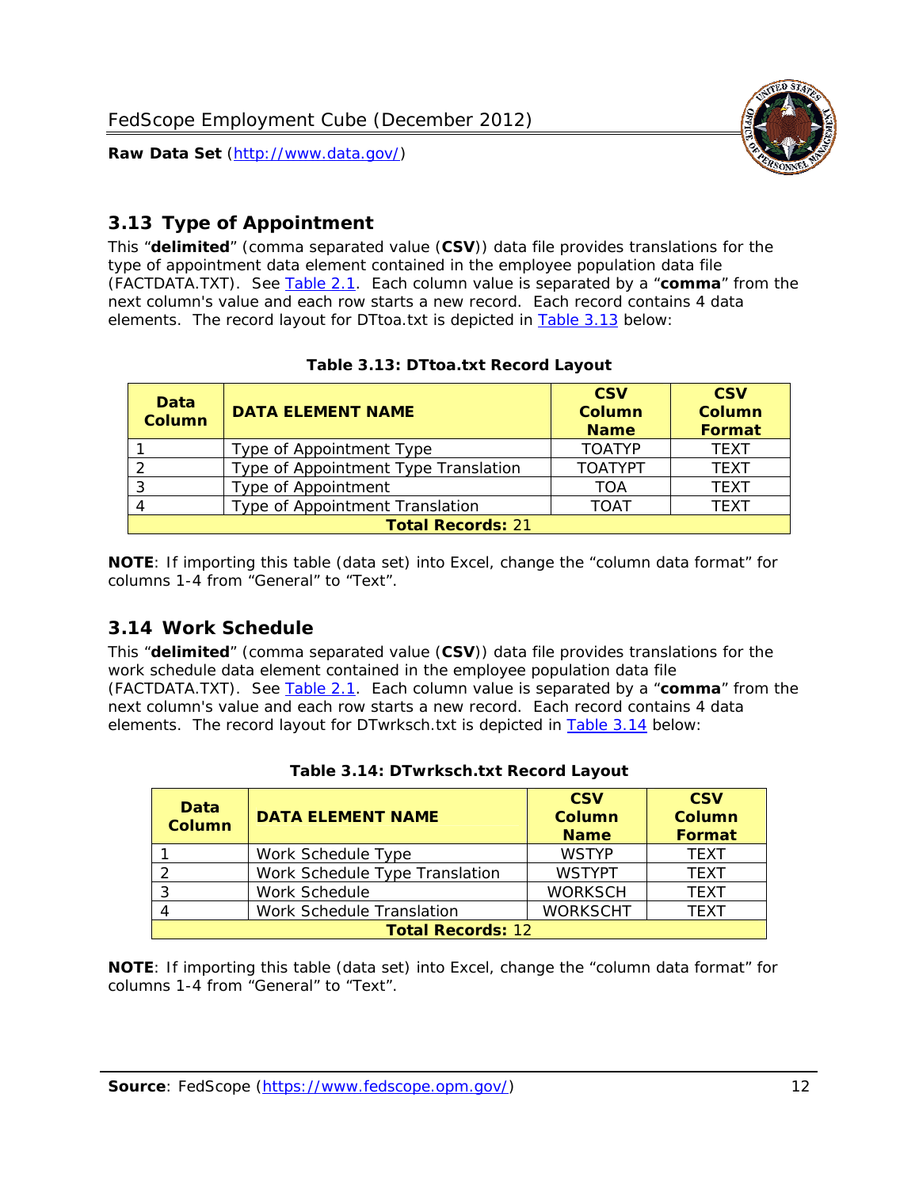## 3.13 Type of Appointment

This "**delimited**" (comma separated value (**CSV**)) data file provides translations for the type of appointment data element contained in the employee population data file (FACTDATA.TXT). See Table 2.1. Each column value is separated by a "**comma**" from the next column's value and each row starts a new record. Each record contains 4 data elements. The record layout for DTtoa.txt is depicted in Table 3.13 below:

**Table 3.13: DTtoa.txt Record Layout**

| Data Column | DATA ELEMENT NAME | CSV Column Name | CSV Column Format |
|---|---|---|---|
| 1 | Type of Appointment Type | TOATYP | TEXT |
| 2 | Type of Appointment Type Translation | TOATYPT | TEXT |
| 3 | Type of Appointment | TOA | TEXT |
| 4 | Type of Appointment Translation | TOAT | TEXT |
| **Total Records:** 21 | | | |

**NOTE**: If importing this table (data set) into Excel, change the "column data format" for columns 1-4 from "General" to "Text".

## 3.14 Work Schedule

This "**delimited**" (comma separated value (**CSV**)) data file provides translations for the work schedule data element contained in the employee population data file (FACTDATA.TXT). See Table 2.1. Each column value is separated by a "**comma**" from the next column's value and each row starts a new record. Each record contains 4 data elements. The record layout for DTwrksch.txt is depicted in Table 3.14 below:

**Table 3.14: DTwrksch.txt Record Layout**

| Data Column | DATA ELEMENT NAME | CSV Column Name | CSV Column Format |
|---|---|---|---|
| 1 | Work Schedule Type | WSTYP | TEXT |
| 2 | Work Schedule Type Translation | WSTYPT | TEXT |
| 3 | Work Schedule | WORKSCH | TEXT |
| 4 | Work Schedule Translation | WORKSCHT | TEXT |
| **Total Records:** 12 | | | |

**NOTE**: If importing this table (data set) into Excel, change the "column data format" for columns 1-4 from "General" to "Text".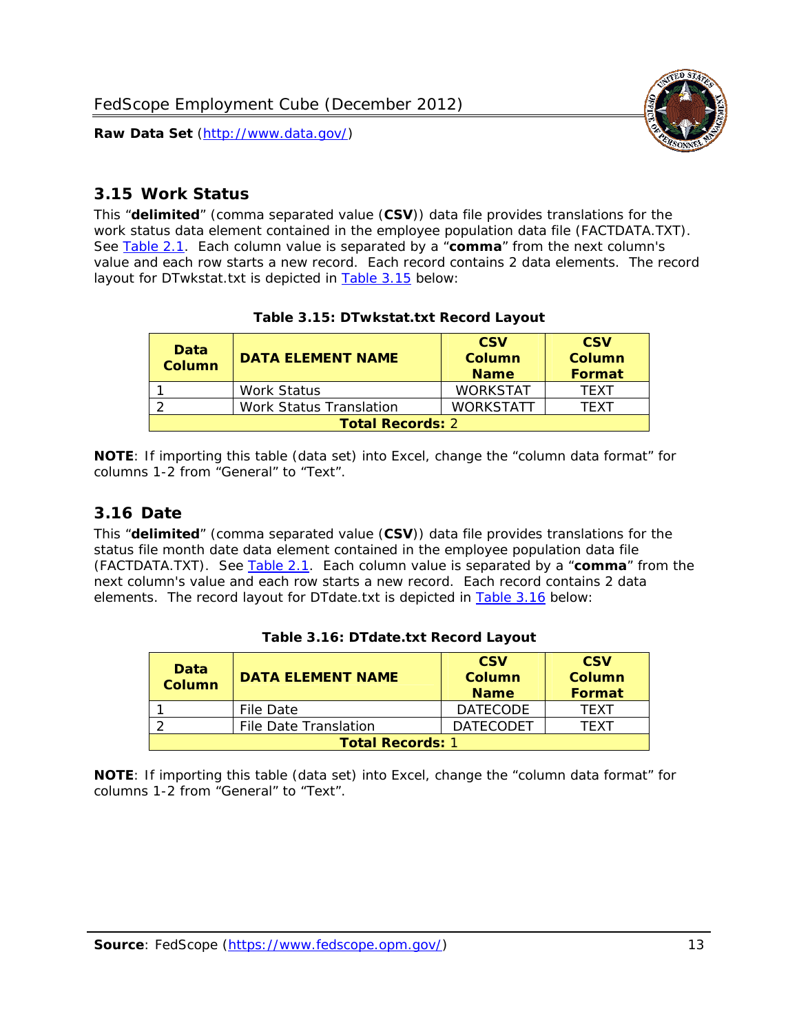## 3.15 Work Status

This “**delimited**” (comma separated value (**CSV**)) data file provides translations for the work status data element contained in the employee population data file (FACTDATA.TXT). See Table 2.1. Each column value is separated by a “**comma**” from the next column's value and each row starts a new record. Each record contains 2 data elements. The record layout for DTwkstat.txt is depicted in Table 3.15 below:

**Table 3.15: DTwkstat.txt Record Layout**

| Data Column | DATA ELEMENT NAME | CSV Column Name | CSV Column Format |
|---|---|---|---|
| 1 | Work Status | WORKSTAT | TEXT |
| 2 | Work Status Translation | WORKSTATT | TEXT |
| **Total Records:** 2 | | | |

**NOTE**: If importing this table (data set) into Excel, change the “column data format” for columns 1-2 from “General” to “Text”.

## 3.16 Date

This “**delimited**” (comma separated value (**CSV**)) data file provides translations for the status file month date data element contained in the employee population data file (FACTDATA.TXT). See Table 2.1. Each column value is separated by a “**comma**” from the next column's value and each row starts a new record. Each record contains 2 data elements. The record layout for DTdate.txt is depicted in Table 3.16 below:

**Table 3.16: DTdate.txt Record Layout**

| Data Column | DATA ELEMENT NAME | CSV Column Name | CSV Column Format |
|---|---|---|---|
| 1 | File Date | DATECODE | TEXT |
| 2 | File Date Translation | DATECODET | TEXT |
| **Total Records:** 1 | | | |

**NOTE**: If importing this table (data set) into Excel, change the “column data format” for columns 1-2 from “General” to “Text”.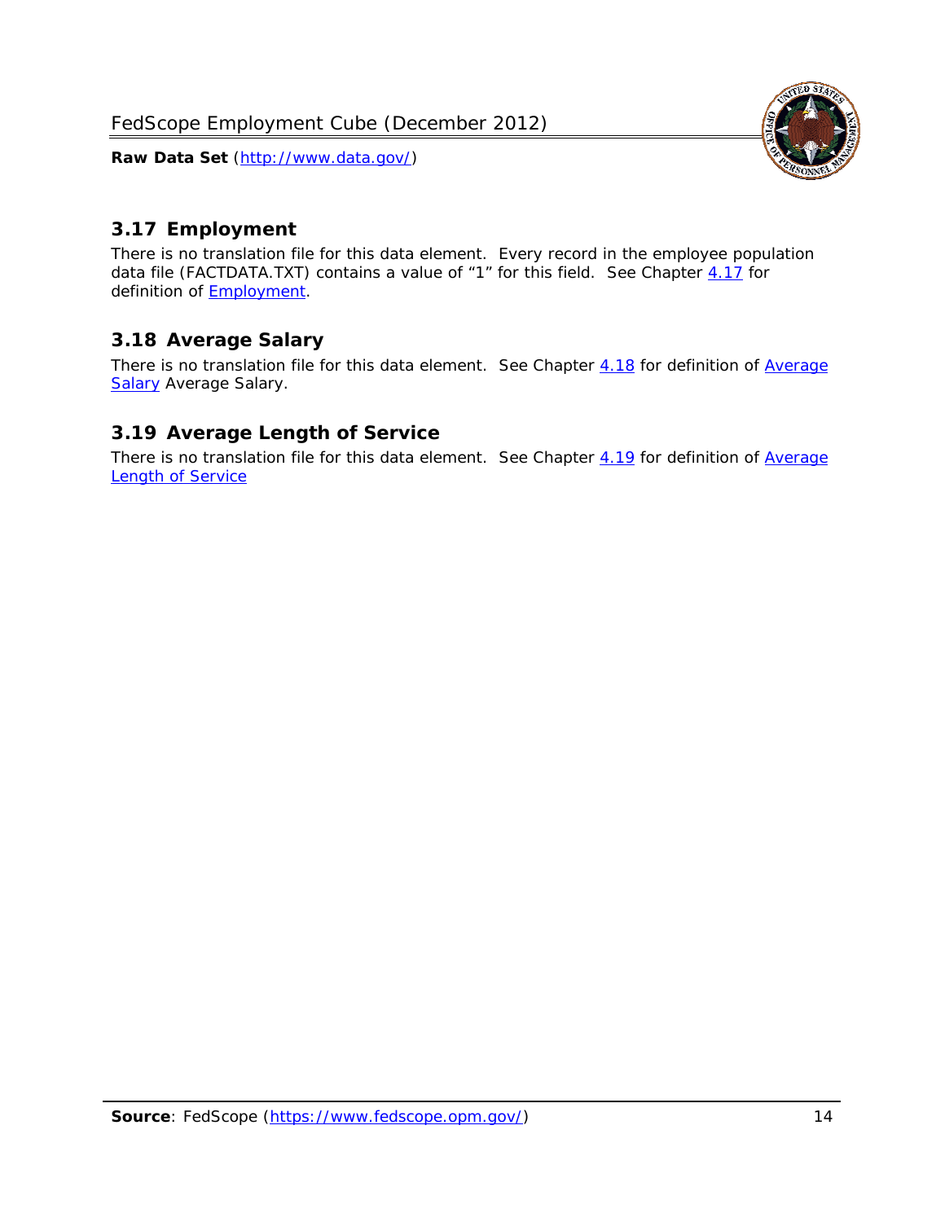## 3.17 Employment

There is no translation file for this data element. Every record in the employee population data file (FACTDATA.TXT) contains a value of "1" for this field. See Chapter 4.17 for definition of Employment.

## 3.18 Average Salary

There is no translation file for this data element. See Chapter 4.18 for definition of Average Salary Average Salary.

## 3.19 Average Length of Service

There is no translation file for this data element. See Chapter 4.19 for definition of Average Length of Service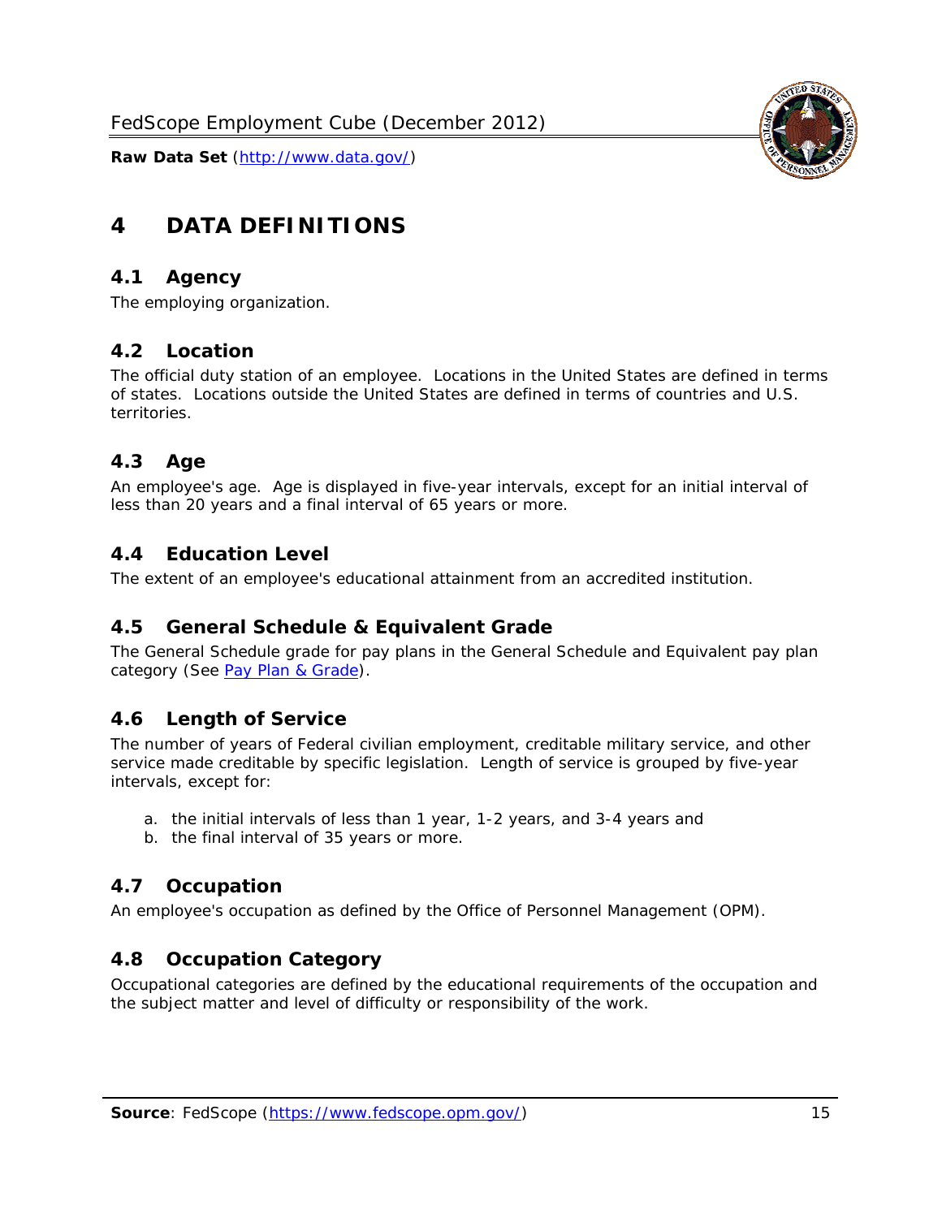# 4 DATA DEFINITIONS

## 4.1 Agency

The employing organization.

## 4.2 Location

The official duty station of an employee. Locations in the United States are defined in terms of states. Locations outside the United States are defined in terms of countries and U.S. territories.

## 4.3 Age

An employee's age. Age is displayed in five-year intervals, except for an initial interval of less than 20 years and a final interval of 65 years or more.

## 4.4 Education Level

The extent of an employee's educational attainment from an accredited institution.

## 4.5 General Schedule & Equivalent Grade

The General Schedule grade for pay plans in the General Schedule and Equivalent pay plan category (See Pay Plan & Grade).

## 4.6 Length of Service

The number of years of Federal civilian employment, creditable military service, and other service made creditable by specific legislation. Length of service is grouped by five-year intervals, except for:

a. the initial intervals of less than 1 year, 1-2 years, and 3-4 years and
b. the final interval of 35 years or more.

## 4.7 Occupation

An employee's occupation as defined by the Office of Personnel Management (OPM).

## 4.8 Occupation Category

Occupational categories are defined by the educational requirements of the occupation and the subject matter and level of difficulty or responsibility of the work.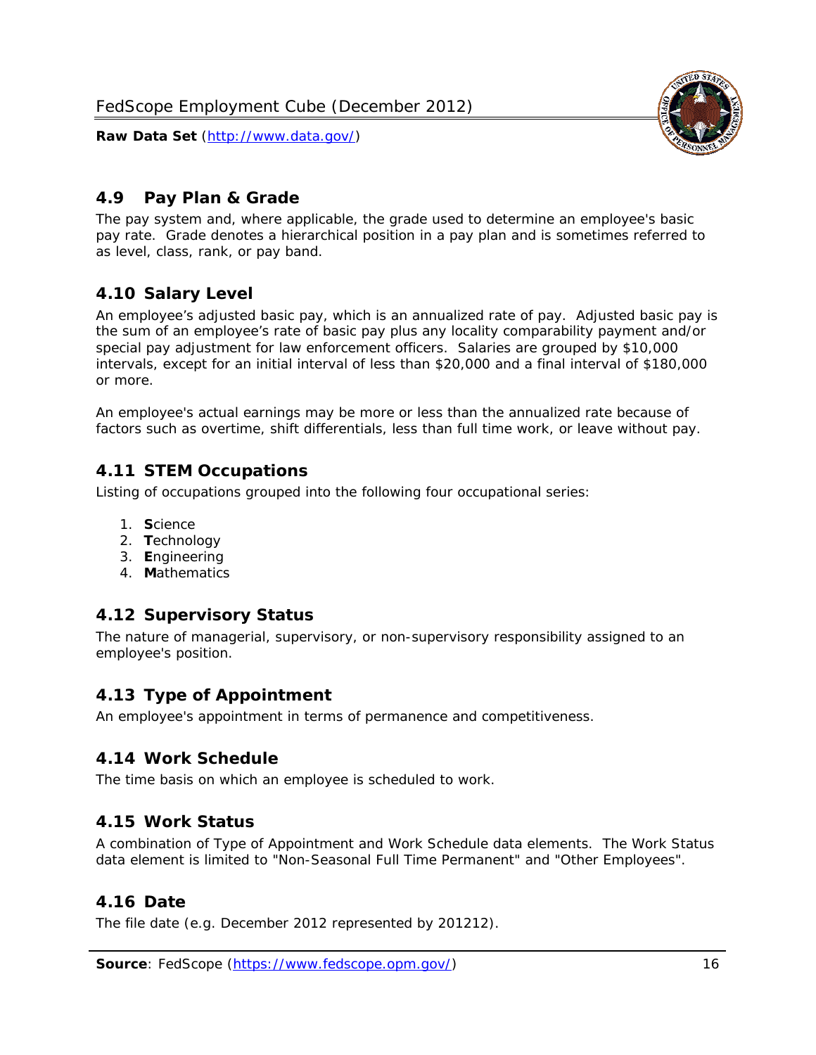## 4.9 Pay Plan & Grade

The pay system and, where applicable, the grade used to determine an employee's basic pay rate. Grade denotes a hierarchical position in a pay plan and is sometimes referred to as level, class, rank, or pay band.

## 4.10 Salary Level

An employee's adjusted basic pay, which is an annualized rate of pay. Adjusted basic pay is the sum of an employee's rate of basic pay plus any locality comparability payment and/or special pay adjustment for law enforcement officers. Salaries are grouped by $10,000 intervals, except for an initial interval of less than $20,000 and a final interval of $180,000 or more.

An employee's actual earnings may be more or less than the annualized rate because of factors such as overtime, shift differentials, less than full time work, or leave without pay.

## 4.11 STEM Occupations

Listing of occupations grouped into the following four occupational series:

1. **S**cience
2. **T**echnology
3. **E**ngineering
4. **M**athematics

## 4.12 Supervisory Status

The nature of managerial, supervisory, or non-supervisory responsibility assigned to an employee's position.

## 4.13 Type of Appointment

An employee's appointment in terms of permanence and competitiveness.

## 4.14 Work Schedule

The time basis on which an employee is scheduled to work.

## 4.15 Work Status

A combination of Type of Appointment and Work Schedule data elements. The Work Status data element is limited to "Non-Seasonal Full Time Permanent" and "Other Employees".

## 4.16 Date

The file date (e.g. December 2012 represented by 201212).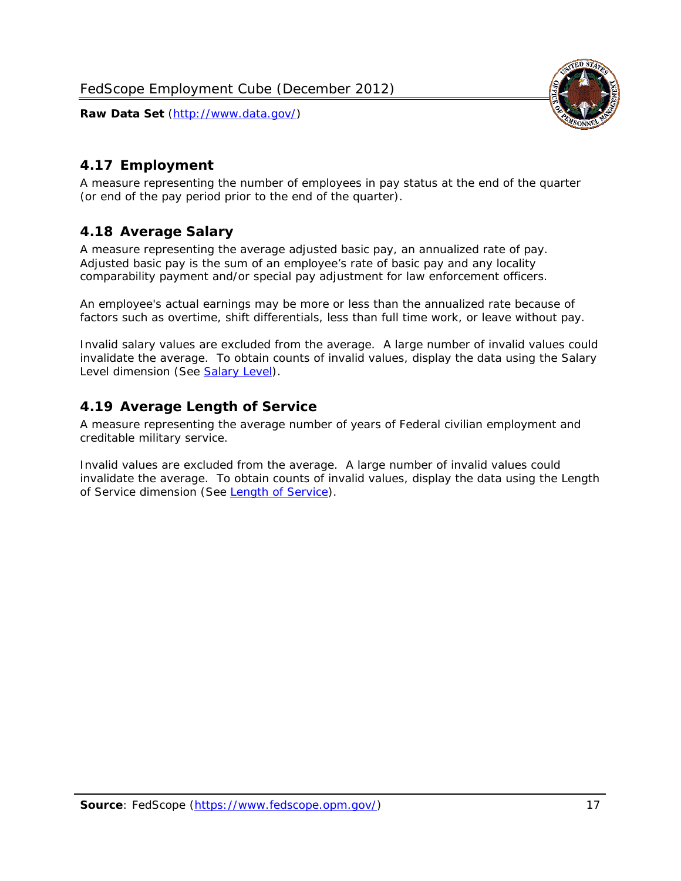## 4.17 Employment

A measure representing the number of employees in pay status at the end of the quarter (or end of the pay period prior to the end of the quarter).

## 4.18 Average Salary

A measure representing the average adjusted basic pay, an annualized rate of pay. Adjusted basic pay is the sum of an employee's rate of basic pay and any locality comparability payment and/or special pay adjustment for law enforcement officers.

An employee's actual earnings may be more or less than the annualized rate because of factors such as overtime, shift differentials, less than full time work, or leave without pay.

Invalid salary values are excluded from the average. A large number of invalid values could invalidate the average. To obtain counts of invalid values, display the data using the Salary Level dimension (See Salary Level).

## 4.19 Average Length of Service

A measure representing the average number of years of Federal civilian employment and creditable military service.

Invalid values are excluded from the average. A large number of invalid values could invalidate the average. To obtain counts of invalid values, display the data using the Length of Service dimension (See Length of Service).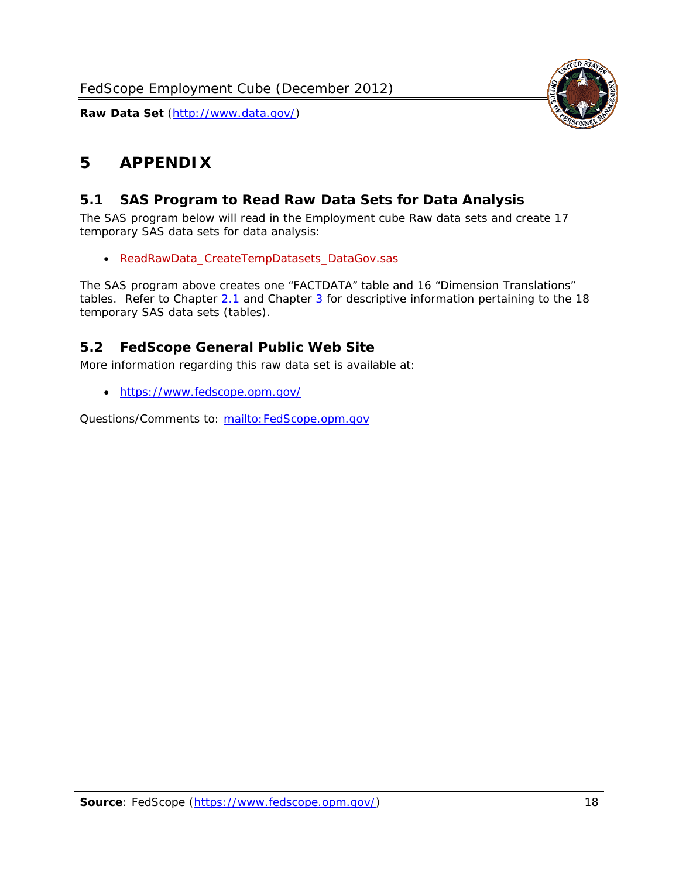# 5 APPENDIX

## 5.1 SAS Program to Read Raw Data Sets for Data Analysis

The SAS program below will read in the Employment cube Raw data sets and create 17 temporary SAS data sets for data analysis:

- ReadRawData_CreateTempDatasets_DataGov.sas

The SAS program above creates one "FACTDATA" table and 16 "Dimension Translations" tables. Refer to Chapter 2.1 and Chapter 3 for descriptive information pertaining to the 18 temporary SAS data sets (tables).

## 5.2 FedScope General Public Web Site

More information regarding this raw data set is available at:

- https://www.fedscope.opm.gov/

Questions/Comments to: mailto:FedScope.opm.gov